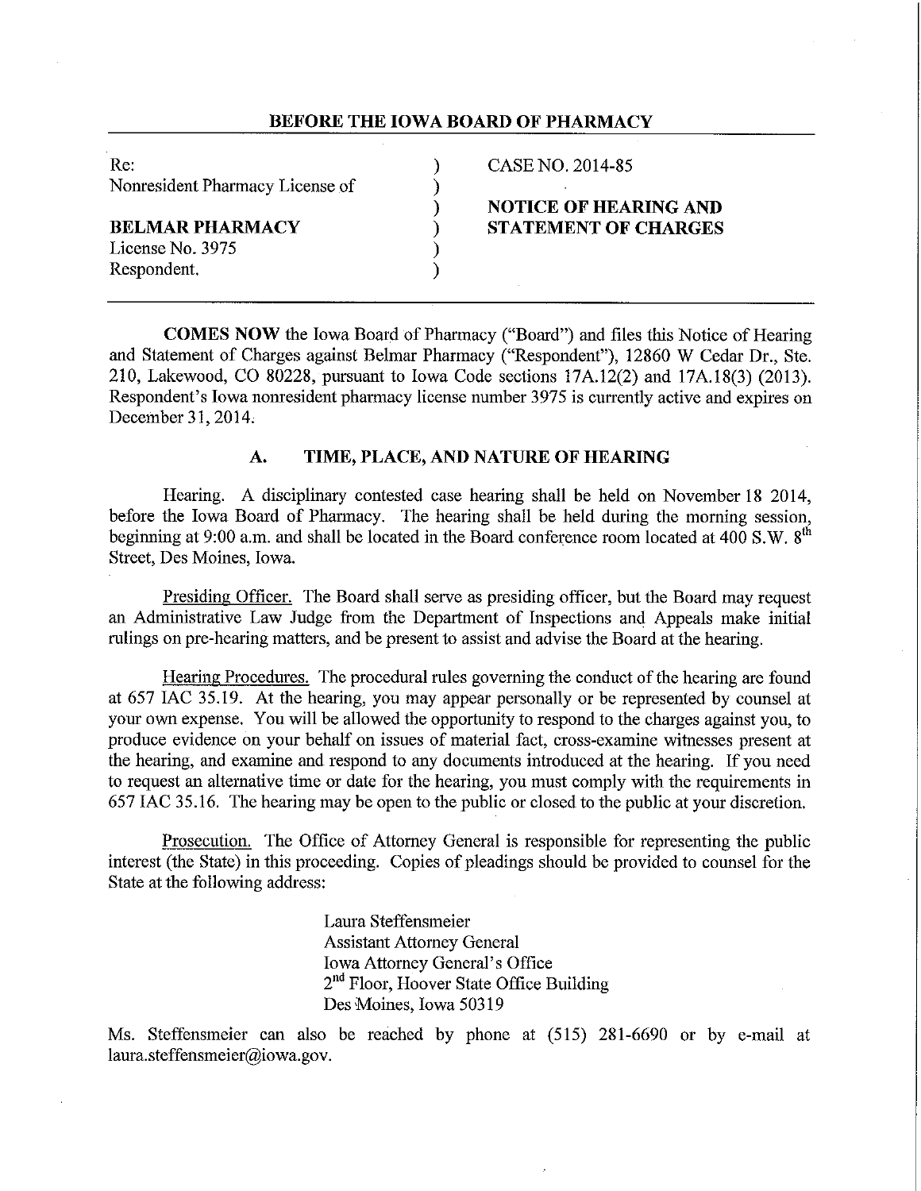**BEFORE THE IOWA BOARD OF PHARMACY**

| | | |
|---|---|---|
| Re: | ) | CASE NO. 2014-85 |
| Nonresident Pharmacy License of | ) | |
| | ) | **NOTICE OF HEARING AND** |
| **BELMAR PHARMACY** | ) | **STATEMENT OF CHARGES** |
| License No. 3975 | ) | |
| Respondent. | ) | |

**COMES NOW** the Iowa Board of Pharmacy ("Board") and files this Notice of Hearing and Statement of Charges against Belmar Pharmacy ("Respondent"), 12860 W Cedar Dr., Ste. 210, Lakewood, CO 80228, pursuant to Iowa Code sections 17A.12(2) and 17A.18(3) (2013). Respondent's Iowa nonresident pharmacy license number 3975 is currently active and expires on December 31, 2014.

## A. TIME, PLACE, AND NATURE OF HEARING

Hearing. A disciplinary contested case hearing shall be held on November 18 2014, before the Iowa Board of Pharmacy. The hearing shall be held during the morning session, beginning at 9:00 a.m. and shall be located in the Board conference room located at 400 S.W. 8th Street, Des Moines, Iowa.

Presiding Officer. The Board shall serve as presiding officer, but the Board may request an Administrative Law Judge from the Department of Inspections and Appeals make initial rulings on pre-hearing matters, and be present to assist and advise the Board at the hearing.

Hearing Procedures. The procedural rules governing the conduct of the hearing are found at 657 IAC 35.19. At the hearing, you may appear personally or be represented by counsel at your own expense. You will be allowed the opportunity to respond to the charges against you, to produce evidence on your behalf on issues of material fact, cross-examine witnesses present at the hearing, and examine and respond to any documents introduced at the hearing. If you need to request an alternative time or date for the hearing, you must comply with the requirements in 657 IAC 35.16. The hearing may be open to the public or closed to the public at your discretion.

Prosecution. The Office of Attorney General is responsible for representing the public interest (the State) in this proceeding. Copies of pleadings should be provided to counsel for the State at the following address:

Laura Steffensmeier
Assistant Attorney General
Iowa Attorney General's Office
2nd Floor, Hoover State Office Building
Des Moines, Iowa 50319

Ms. Steffensmeier can also be reached by phone at (515) 281-6690 or by e-mail at laura.steffensmeier@iowa.gov.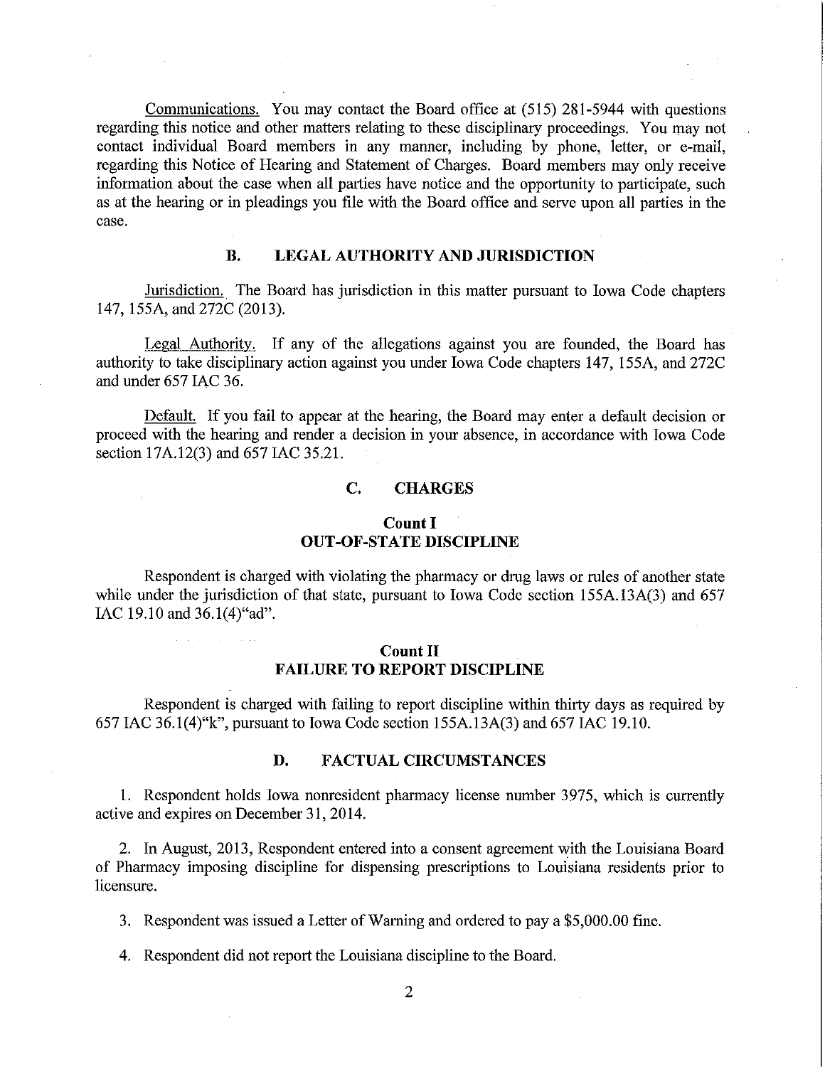Communications. You may contact the Board office at (515) 281-5944 with questions regarding this notice and other matters relating to these disciplinary proceedings. You may not contact individual Board members in any manner, including by phone, letter, or e-mail, regarding this Notice of Hearing and Statement of Charges. Board members may only receive information about the case when all parties have notice and the opportunity to participate, such as at the hearing or in pleadings you file with the Board office and serve upon all parties in the case.

## B. LEGAL AUTHORITY AND JURISDICTION

Jurisdiction. The Board has jurisdiction in this matter pursuant to Iowa Code chapters 147, 155A, and 272C (2013).

Legal Authority. If any of the allegations against you are founded, the Board has authority to take disciplinary action against you under Iowa Code chapters 147, 155A, and 272C and under 657 IAC 36.

Default. If you fail to appear at the hearing, the Board may enter a default decision or proceed with the hearing and render a decision in your absence, in accordance with Iowa Code section 17A.12(3) and 657 IAC 35.21.

## C. CHARGES

### Count I
### OUT-OF-STATE DISCIPLINE

Respondent is charged with violating the pharmacy or drug laws or rules of another state while under the jurisdiction of that state, pursuant to Iowa Code section 155A.13A(3) and 657 IAC 19.10 and 36.1(4)"ad".

### Count II
### FAILURE TO REPORT DISCIPLINE

Respondent is charged with failing to report discipline within thirty days as required by 657 IAC 36.1(4)"k", pursuant to Iowa Code section 155A.13A(3) and 657 IAC 19.10.

## D. FACTUAL CIRCUMSTANCES

1. Respondent holds Iowa nonresident pharmacy license number 3975, which is currently active and expires on December 31, 2014.

2. In August, 2013, Respondent entered into a consent agreement with the Louisiana Board of Pharmacy imposing discipline for dispensing prescriptions to Louisiana residents prior to licensure.

3. Respondent was issued a Letter of Warning and ordered to pay a $5,000.00 fine.

4. Respondent did not report the Louisiana discipline to the Board.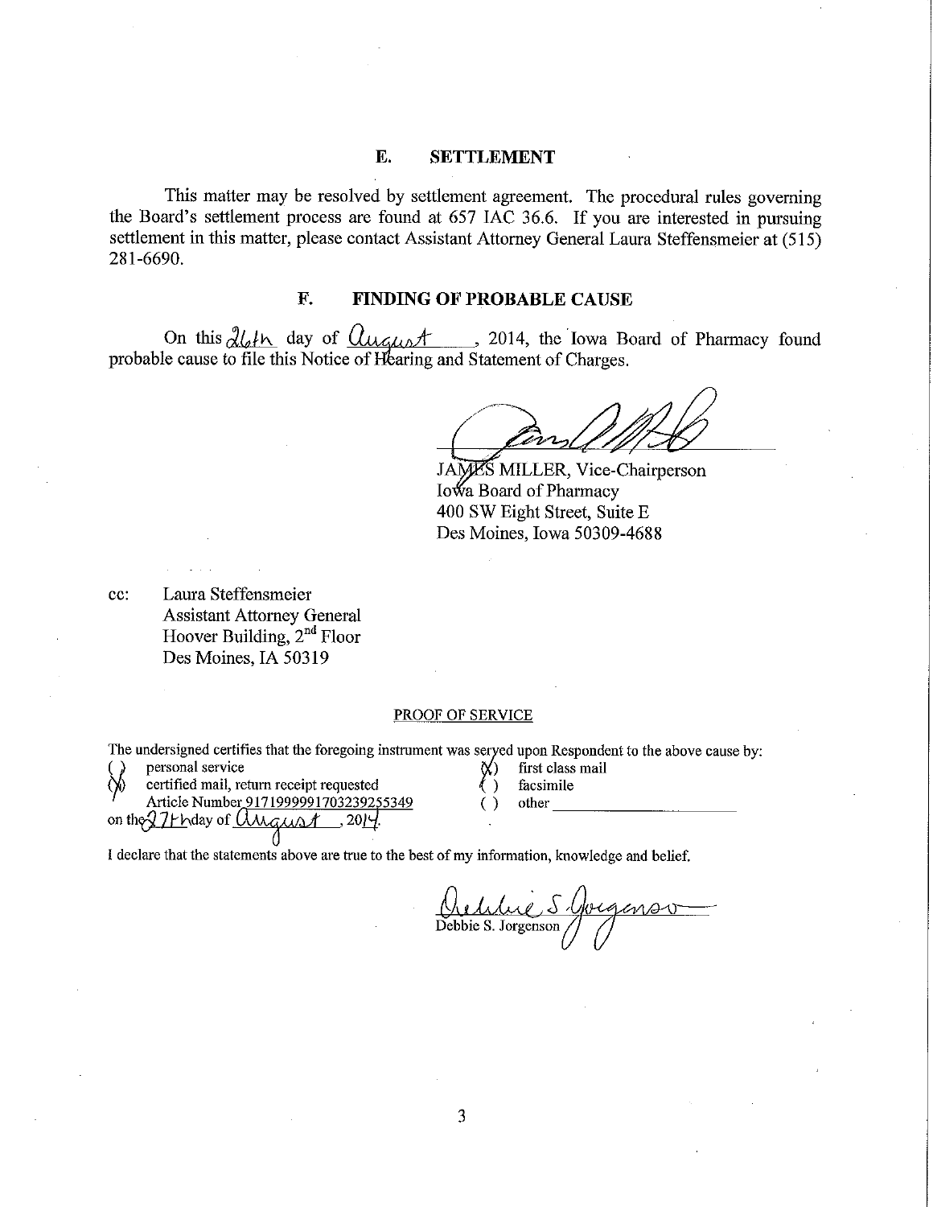## E. SETTLEMENT

This matter may be resolved by settlement agreement. The procedural rules governing the Board's settlement process are found at 657 IAC 36.6. If you are interested in pursuing settlement in this matter, please contact Assistant Attorney General Laura Steffensmeier at (515) 281-6690.

## F. FINDING OF PROBABLE CAUSE

On this 26th day of August, 2014, the Iowa Board of Pharmacy found probable cause to file this Notice of Hearing and Statement of Charges.

JAMES MILLER, Vice-Chairperson
Iowa Board of Pharmacy
400 SW Eight Street, Suite E
Des Moines, Iowa 50309-4688

cc: Laura Steffensmeier
Assistant Attorney General
Hoover Building, 2nd Floor
Des Moines, IA 50319

PROOF OF SERVICE

The undersigned certifies that the foregoing instrument was served upon Respondent to the above cause by:

( ) personal service
(X) certified mail, return receipt requested
Article Number 9171999991703239255349
(X) first class mail
( ) facsimile
( ) other ________

on the 27th day of August, 2014.

I declare that the statements above are true to the best of my information, knowledge and belief.

Debbie S. Jorgenson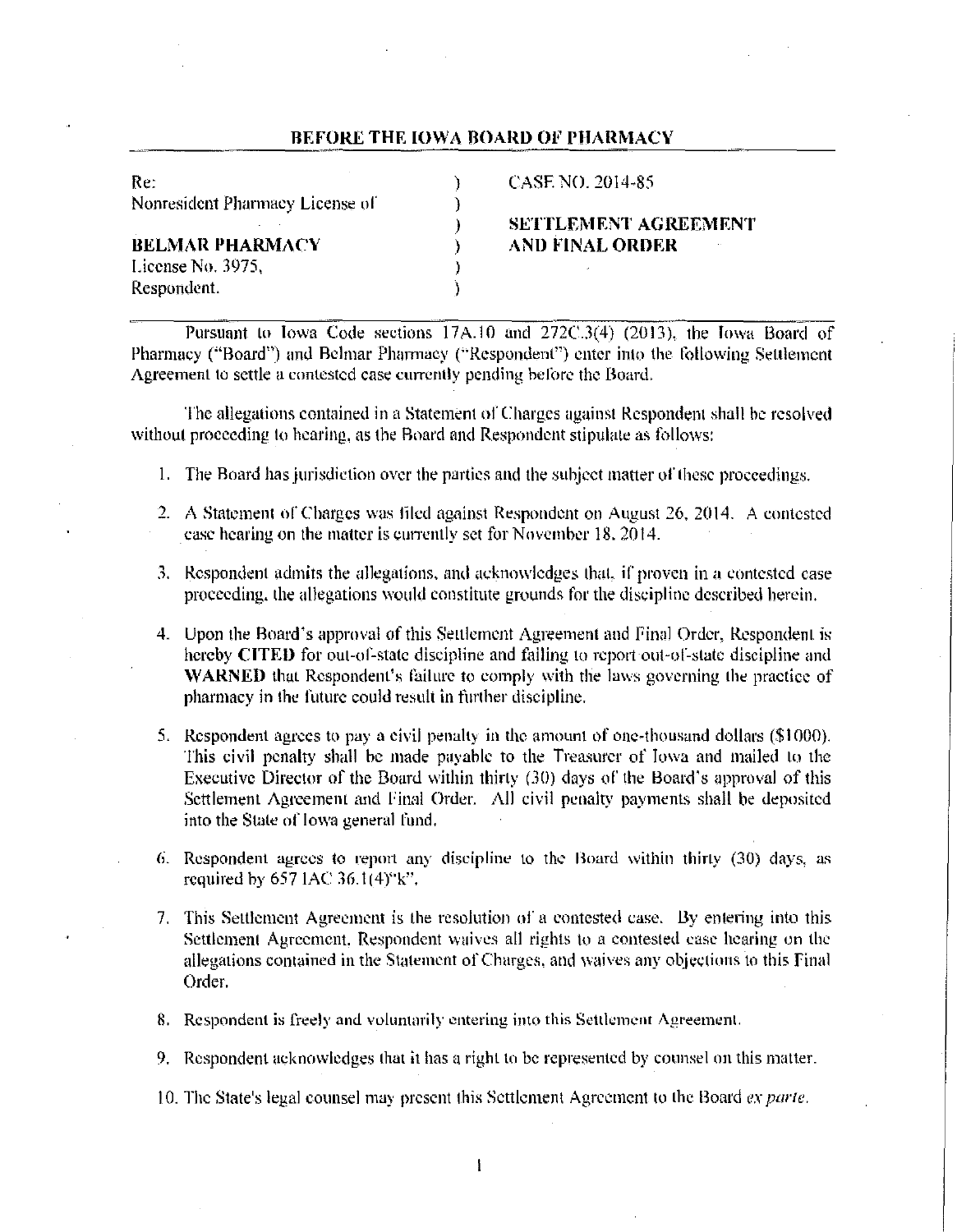## BEFORE THE IOWA BOARD OF PHARMACY

| | | |
|---|---|---|
| Re: | ) | CASE NO. 2014-85 |
| Nonresident Pharmacy License of | ) | |
| | ) | **SETTLEMENT AGREEMENT** |
| **BELMAR PHARMACY** | ) | **AND FINAL ORDER** |
| License No. 3975, | ) | |
| Respondent. | ) | |

Pursuant to Iowa Code sections 17A.10 and 272C.3(4) (2013), the Iowa Board of Pharmacy ("Board") and Belmar Pharmacy ("Respondent") enter into the following Settlement Agreement to settle a contested case currently pending before the Board.

The allegations contained in a Statement of Charges against Respondent shall be resolved without proceeding to hearing, as the Board and Respondent stipulate as follows:

1. The Board has jurisdiction over the parties and the subject matter of these proceedings.
2. A Statement of Charges was filed against Respondent on August 26, 2014. A contested case hearing on the matter is currently set for November 18, 2014.
3. Respondent admits the allegations, and acknowledges that, if proven in a contested case proceeding, the allegations would constitute grounds for the discipline described herein.
4. Upon the Board's approval of this Settlement Agreement and Final Order, Respondent is hereby **CITED** for out-of-state discipline and failing to report out-of-state discipline and **WARNED** that Respondent's failure to comply with the laws governing the practice of pharmacy in the future could result in further discipline.
5. Respondent agrees to pay a civil penalty in the amount of one-thousand dollars ($1000). This civil penalty shall be made payable to the Treasurer of Iowa and mailed to the Executive Director of the Board within thirty (30) days of the Board's approval of this Settlement Agreement and Final Order. All civil penalty payments shall be deposited into the State of Iowa general fund.
6. Respondent agrees to report any discipline to the Board within thirty (30) days, as required by 657 IAC 36.1(4)"k".
7. This Settlement Agreement is the resolution of a contested case. By entering into this Settlement Agreement, Respondent waives all rights to a contested case hearing on the allegations contained in the Statement of Charges, and waives any objections to this Final Order.
8. Respondent is freely and voluntarily entering into this Settlement Agreement.
9. Respondent acknowledges that it has a right to be represented by counsel on this matter.
10. The State's legal counsel may present this Settlement Agreement to the Board *ex parte*.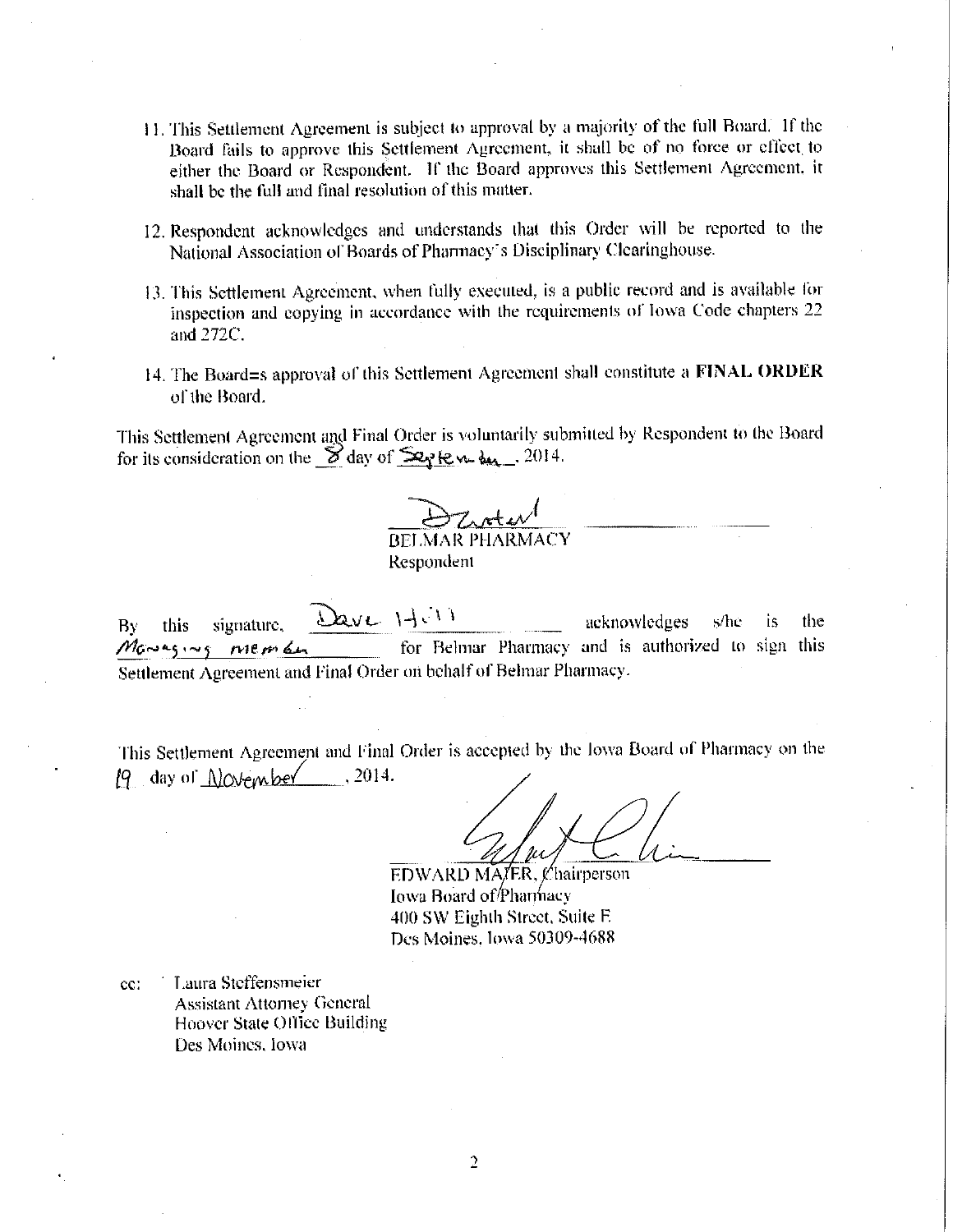11. This Settlement Agreement is subject to approval by a majority of the full Board. If the Board fails to approve this Settlement Agreement, it shall be of no force or effect to either the Board or Respondent. If the Board approves this Settlement Agreement, it shall be the full and final resolution of this matter.

12. Respondent acknowledges and understands that this Order will be reported to the National Association of Boards of Pharmacy's Disciplinary Clearinghouse.

13. This Settlement Agreement, when fully executed, is a public record and is available for inspection and copying in accordance with the requirements of Iowa Code chapters 22 and 272C.

14. The Board=s approval of this Settlement Agreement shall constitute a **FINAL ORDER** of the Board.

This Settlement Agreement and Final Order is voluntarily submitted by Respondent to the Board for its consideration on the 8 day of September, 2014.

BELMAR PHARMACY
Respondent

By this signature, Dave Hill acknowledges s/he is the Managing member for Belmar Pharmacy and is authorized to sign this Settlement Agreement and Final Order on behalf of Belmar Pharmacy.

This Settlement Agreement and Final Order is accepted by the Iowa Board of Pharmacy on the 19 day of November, 2014.

EDWARD MAIER, Chairperson
Iowa Board of Pharmacy
400 SW Eighth Street, Suite E
Des Moines, Iowa 50309-4688

cc: Laura Steffensmeier
Assistant Attorney General
Hoover State Office Building
Des Moines, Iowa